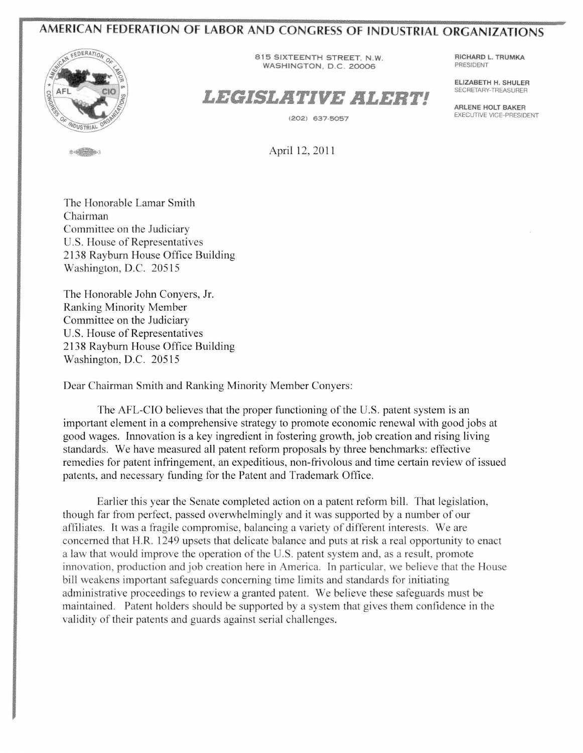# AMERICAN FEDERATION OF LABOR AND CONGRESS OF INDUSTRIAL ORGANIZATIONS

815 SIXTEENTH STREET, N.W.
WASHINGTON, D.C. 20006

***LEGISLATIVE ALERT!***

(202) 637-5057

RICHARD L. TRUMKA
PRESIDENT

ELIZABETH H. SHULER
SECRETARY-TREASURER

ARLENE HOLT BAKER
EXECUTIVE VICE-PRESIDENT

April 12, 2011

The Honorable Lamar Smith
Chairman
Committee on the Judiciary
U.S. House of Representatives
2138 Rayburn House Office Building
Washington, D.C. 20515

The Honorable John Conyers, Jr.
Ranking Minority Member
Committee on the Judiciary
U.S. House of Representatives
2138 Rayburn House Office Building
Washington, D.C. 20515

Dear Chairman Smith and Ranking Minority Member Conyers:

The AFL-CIO believes that the proper functioning of the U.S. patent system is an important element in a comprehensive strategy to promote economic renewal with good jobs at good wages. Innovation is a key ingredient in fostering growth, job creation and rising living standards. We have measured all patent reform proposals by three benchmarks: effective remedies for patent infringement, an expeditious, non-frivolous and time certain review of issued patents, and necessary funding for the Patent and Trademark Office.

Earlier this year the Senate completed action on a patent reform bill. That legislation, though far from perfect, passed overwhelmingly and it was supported by a number of our affiliates. It was a fragile compromise, balancing a variety of different interests. We are concerned that H.R. 1249 upsets that delicate balance and puts at risk a real opportunity to enact a law that would improve the operation of the U.S. patent system and, as a result, promote innovation, production and job creation here in America. In particular, we believe that the House bill weakens important safeguards concerning time limits and standards for initiating administrative proceedings to review a granted patent. We believe these safeguards must be maintained. Patent holders should be supported by a system that gives them confidence in the validity of their patents and guards against serial challenges.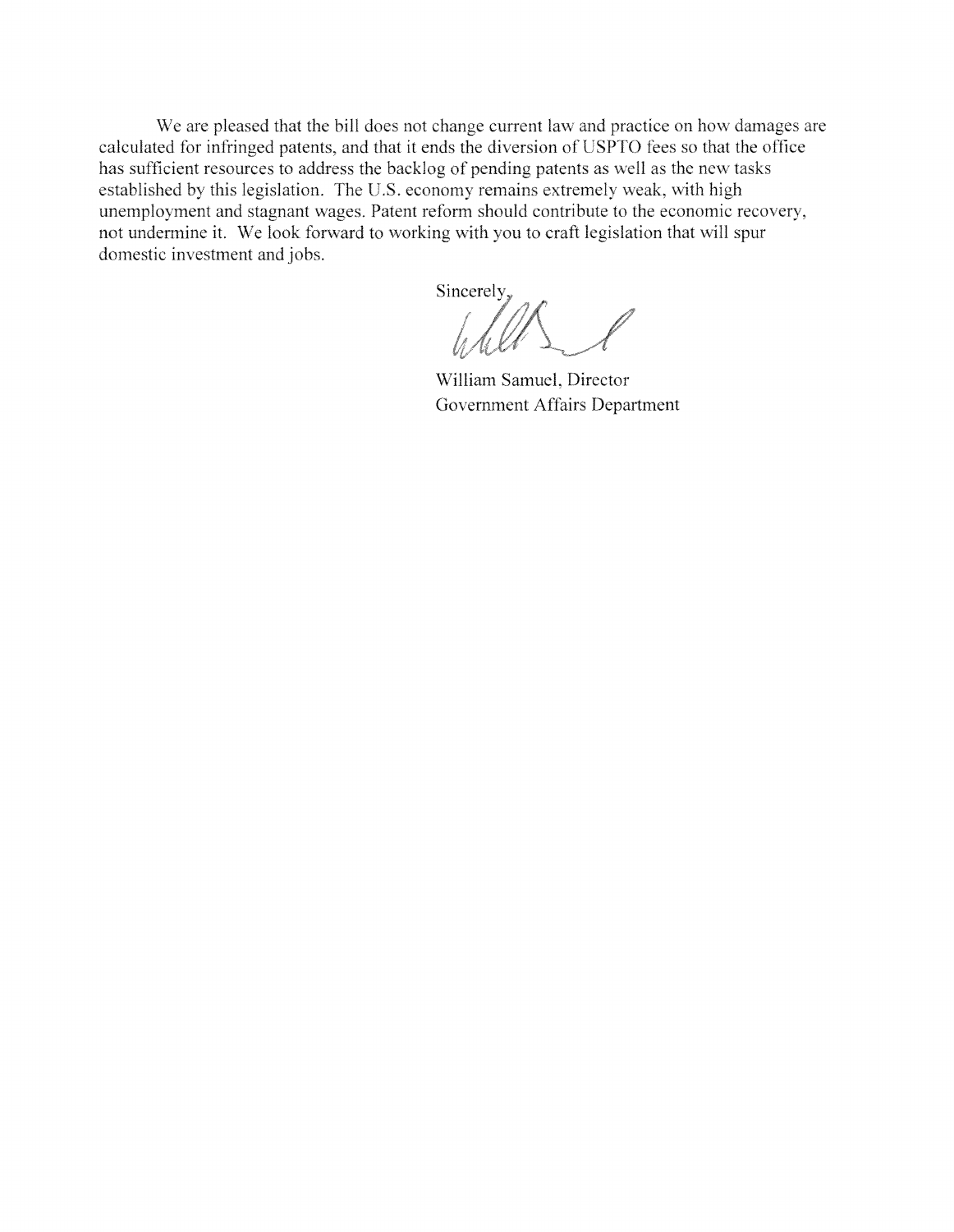We are pleased that the bill does not change current law and practice on how damages are calculated for infringed patents, and that it ends the diversion of USPTO fees so that the office has sufficient resources to address the backlog of pending patents as well as the new tasks established by this legislation. The U.S. economy remains extremely weak, with high unemployment and stagnant wages. Patent reform should contribute to the economic recovery, not undermine it. We look forward to working with you to craft legislation that will spur domestic investment and jobs.

Sincerely,

William Samuel, Director
Government Affairs Department